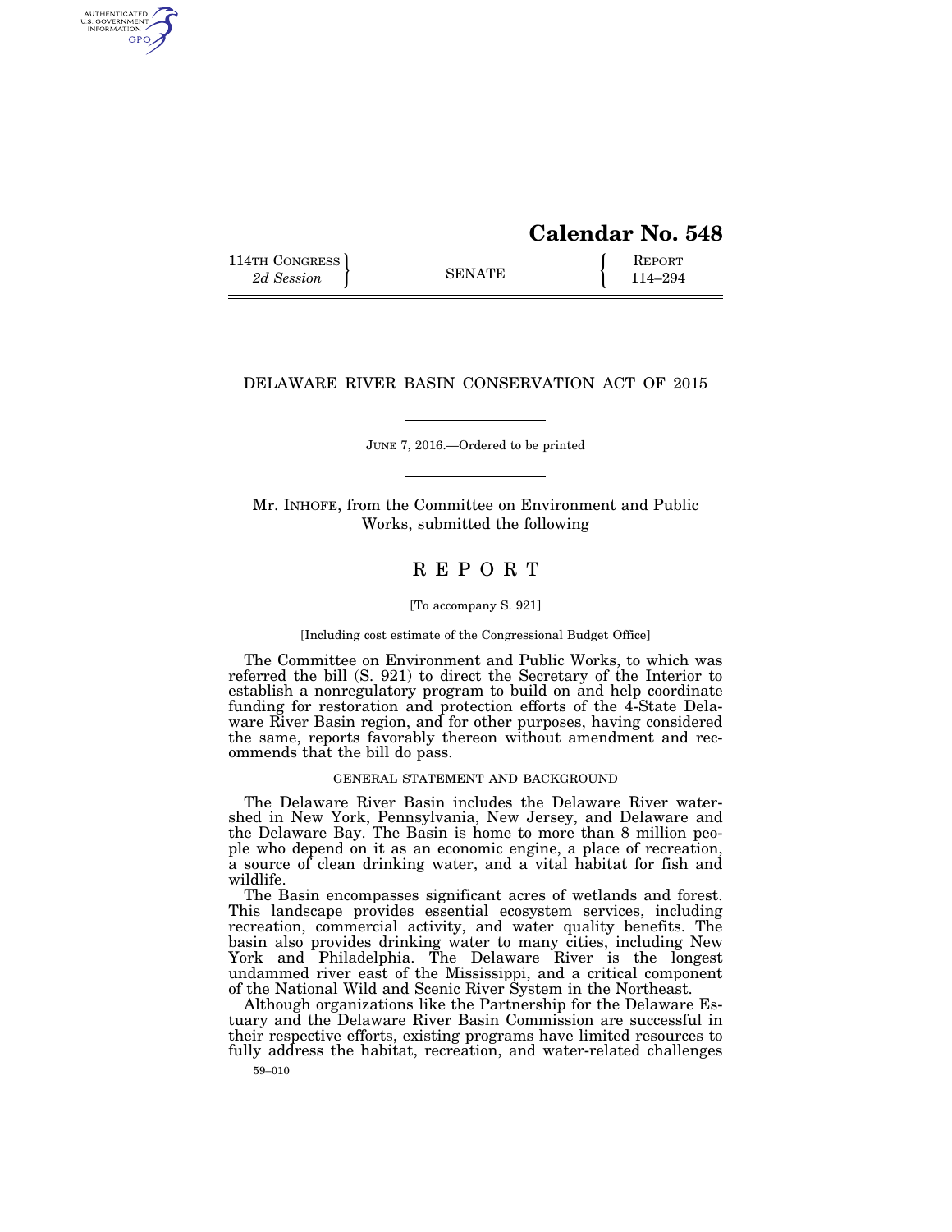# Calendar No. 548

114TH CONGRESS
*2d Session*

SENATE

REPORT
114–294

## DELAWARE RIVER BASIN CONSERVATION ACT OF 2015

JUNE 7, 2016.—Ordered to be printed

Mr. INHOFE, from the Committee on Environment and Public Works, submitted the following

## REPORT

[To accompany S. 921]

[Including cost estimate of the Congressional Budget Office]

The Committee on Environment and Public Works, to which was referred the bill (S. 921) to direct the Secretary of the Interior to establish a nonregulatory program to build on and help coordinate funding for restoration and protection efforts of the 4-State Delaware River Basin region, and for other purposes, having considered the same, reports favorably thereon without amendment and recommends that the bill do pass.

### GENERAL STATEMENT AND BACKGROUND

The Delaware River Basin includes the Delaware River watershed in New York, Pennsylvania, New Jersey, and Delaware and the Delaware Bay. The Basin is home to more than 8 million people who depend on it as an economic engine, a place of recreation, a source of clean drinking water, and a vital habitat for fish and wildlife.

The Basin encompasses significant acres of wetlands and forest. This landscape provides essential ecosystem services, including recreation, commercial activity, and water quality benefits. The basin also provides drinking water to many cities, including New York and Philadelphia. The Delaware River is the longest undammed river east of the Mississippi, and a critical component of the National Wild and Scenic River System in the Northeast.

Although organizations like the Partnership for the Delaware Estuary and the Delaware River Basin Commission are successful in their respective efforts, existing programs have limited resources to fully address the habitat, recreation, and water-related challenges

59–010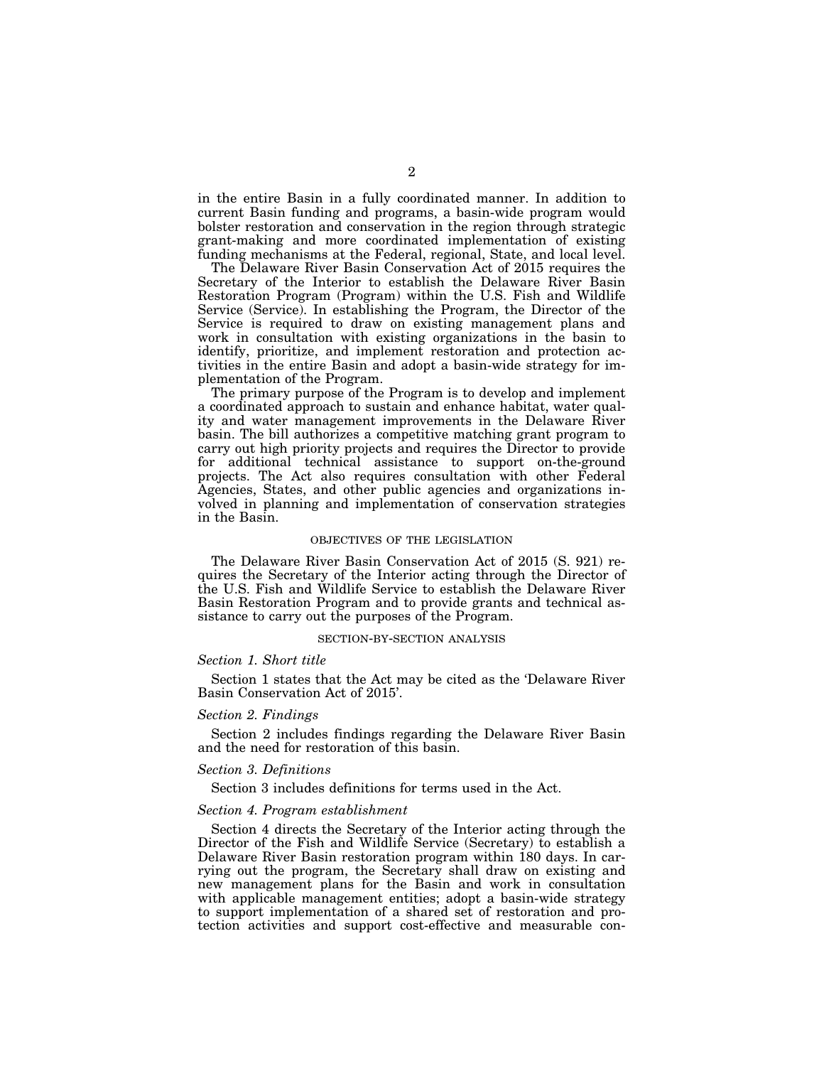in the entire Basin in a fully coordinated manner. In addition to current Basin funding and programs, a basin-wide program would bolster restoration and conservation in the region through strategic grant-making and more coordinated implementation of existing funding mechanisms at the Federal, regional, State, and local level.

The Delaware River Basin Conservation Act of 2015 requires the Secretary of the Interior to establish the Delaware River Basin Restoration Program (Program) within the U.S. Fish and Wildlife Service (Service). In establishing the Program, the Director of the Service is required to draw on existing management plans and work in consultation with existing organizations in the basin to identify, prioritize, and implement restoration and protection activities in the entire Basin and adopt a basin-wide strategy for implementation of the Program.

The primary purpose of the Program is to develop and implement a coordinated approach to sustain and enhance habitat, water quality and water management improvements in the Delaware River basin. The bill authorizes a competitive matching grant program to carry out high priority projects and requires the Director to provide for additional technical assistance to support on-the-ground projects. The Act also requires consultation with other Federal Agencies, States, and other public agencies and organizations involved in planning and implementation of conservation strategies in the Basin.

## OBJECTIVES OF THE LEGISLATION

The Delaware River Basin Conservation Act of 2015 (S. 921) requires the Secretary of the Interior acting through the Director of the U.S. Fish and Wildlife Service to establish the Delaware River Basin Restoration Program and to provide grants and technical assistance to carry out the purposes of the Program.

## SECTION-BY-SECTION ANALYSIS

### *Section 1. Short title*

Section 1 states that the Act may be cited as the 'Delaware River Basin Conservation Act of 2015'.

### *Section 2. Findings*

Section 2 includes findings regarding the Delaware River Basin and the need for restoration of this basin.

### *Section 3. Definitions*

Section 3 includes definitions for terms used in the Act.

### *Section 4. Program establishment*

Section 4 directs the Secretary of the Interior acting through the Director of the Fish and Wildlife Service (Secretary) to establish a Delaware River Basin restoration program within 180 days. In carrying out the program, the Secretary shall draw on existing and new management plans for the Basin and work in consultation with applicable management entities; adopt a basin-wide strategy to support implementation of a shared set of restoration and protection activities and support cost-effective and measurable con-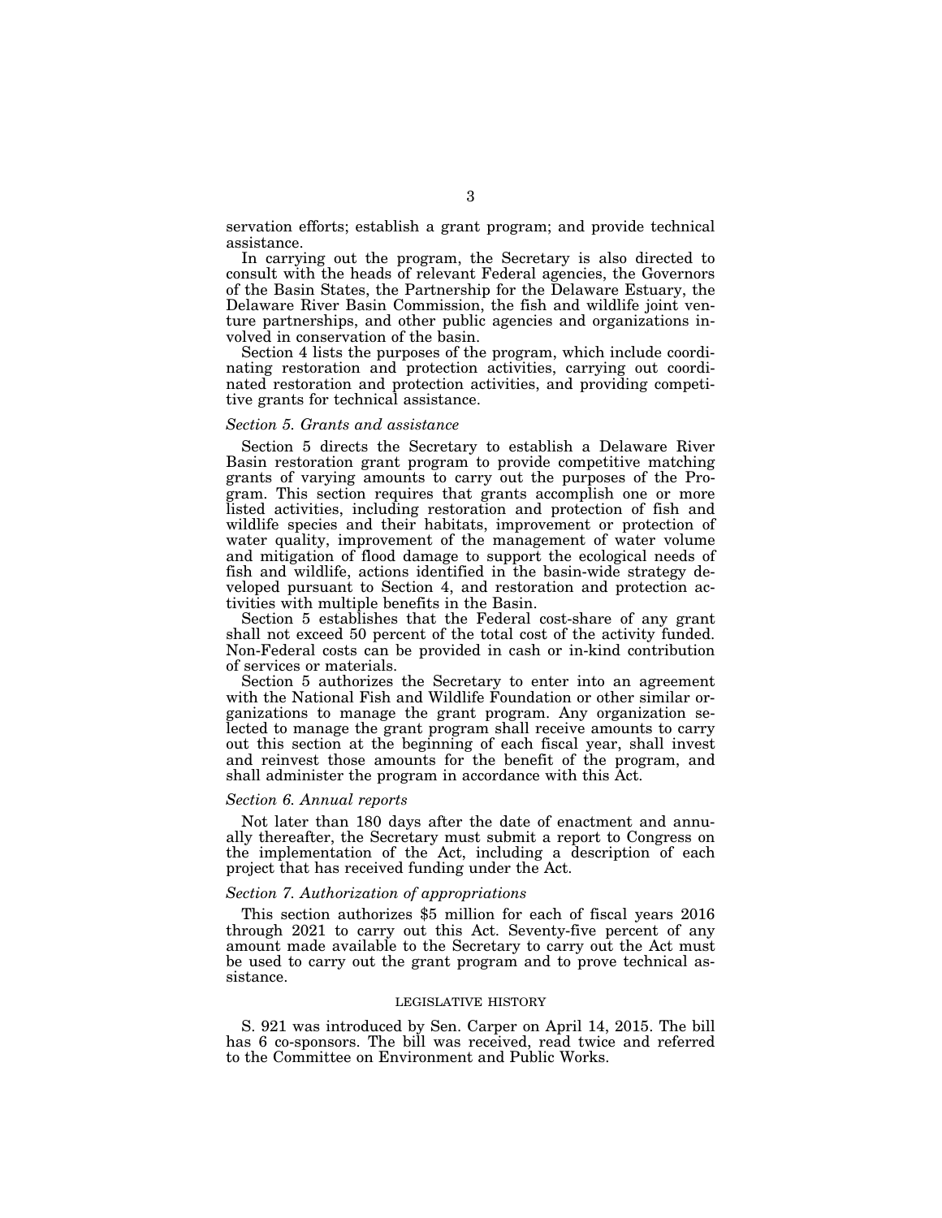servation efforts; establish a grant program; and provide technical assistance.

In carrying out the program, the Secretary is also directed to consult with the heads of relevant Federal agencies, the Governors of the Basin States, the Partnership for the Delaware Estuary, the Delaware River Basin Commission, the fish and wildlife joint venture partnerships, and other public agencies and organizations involved in conservation of the basin.

Section 4 lists the purposes of the program, which include coordinating restoration and protection activities, carrying out coordinated restoration and protection activities, and providing competitive grants for technical assistance.

*Section 5. Grants and assistance*

Section 5 directs the Secretary to establish a Delaware River Basin restoration grant program to provide competitive matching grants of varying amounts to carry out the purposes of the Program. This section requires that grants accomplish one or more listed activities, including restoration and protection of fish and wildlife species and their habitats, improvement or protection of water quality, improvement of the management of water volume and mitigation of flood damage to support the ecological needs of fish and wildlife, actions identified in the basin-wide strategy developed pursuant to Section 4, and restoration and protection activities with multiple benefits in the Basin.

Section 5 establishes that the Federal cost-share of any grant shall not exceed 50 percent of the total cost of the activity funded. Non-Federal costs can be provided in cash or in-kind contribution of services or materials.

Section 5 authorizes the Secretary to enter into an agreement with the National Fish and Wildlife Foundation or other similar organizations to manage the grant program. Any organization selected to manage the grant program shall receive amounts to carry out this section at the beginning of each fiscal year, shall invest and reinvest those amounts for the benefit of the program, and shall administer the program in accordance with this Act.

*Section 6. Annual reports*

Not later than 180 days after the date of enactment and annually thereafter, the Secretary must submit a report to Congress on the implementation of the Act, including a description of each project that has received funding under the Act.

*Section 7. Authorization of appropriations*

This section authorizes $5 million for each of fiscal years 2016 through 2021 to carry out this Act. Seventy-five percent of any amount made available to the Secretary to carry out the Act must be used to carry out the grant program and to prove technical assistance.

## LEGISLATIVE HISTORY

S. 921 was introduced by Sen. Carper on April 14, 2015. The bill has 6 co-sponsors. The bill was received, read twice and referred to the Committee on Environment and Public Works.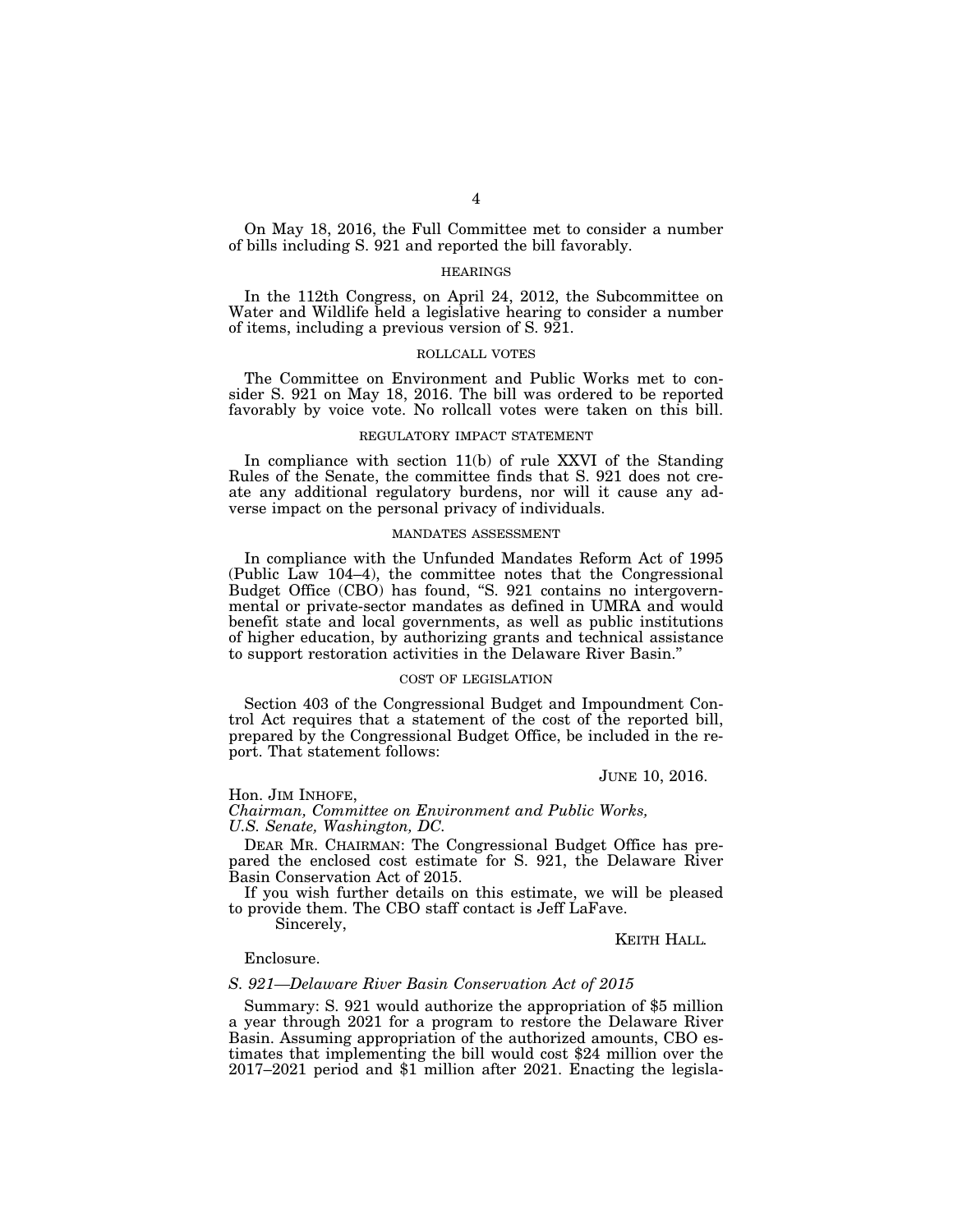On May 18, 2016, the Full Committee met to consider a number of bills including S. 921 and reported the bill favorably.

## HEARINGS

In the 112th Congress, on April 24, 2012, the Subcommittee on Water and Wildlife held a legislative hearing to consider a number of items, including a previous version of S. 921.

## ROLLCALL VOTES

The Committee on Environment and Public Works met to consider S. 921 on May 18, 2016. The bill was ordered to be reported favorably by voice vote. No rollcall votes were taken on this bill.

## REGULATORY IMPACT STATEMENT

In compliance with section 11(b) of rule XXVI of the Standing Rules of the Senate, the committee finds that S. 921 does not create any additional regulatory burdens, nor will it cause any adverse impact on the personal privacy of individuals.

## MANDATES ASSESSMENT

In compliance with the Unfunded Mandates Reform Act of 1995 (Public Law 104–4), the committee notes that the Congressional Budget Office (CBO) has found, "S. 921 contains no intergovernmental or private-sector mandates as defined in UMRA and would benefit state and local governments, as well as public institutions of higher education, by authorizing grants and technical assistance to support restoration activities in the Delaware River Basin."

## COST OF LEGISLATION

Section 403 of the Congressional Budget and Impoundment Control Act requires that a statement of the cost of the reported bill, prepared by the Congressional Budget Office, be included in the report. That statement follows:

JUNE 10, 2016.

Hon. JIM INHOFE,
*Chairman, Committee on Environment and Public Works,*
*U.S. Senate, Washington, DC.*

DEAR MR. CHAIRMAN: The Congressional Budget Office has prepared the enclosed cost estimate for S. 921, the Delaware River Basin Conservation Act of 2015.

If you wish further details on this estimate, we will be pleased to provide them. The CBO staff contact is Jeff LaFave.

Sincerely,

KEITH HALL.

Enclosure.

*S. 921—Delaware River Basin Conservation Act of 2015*

Summary: S. 921 would authorize the appropriation of $5 million a year through 2021 for a program to restore the Delaware River Basin. Assuming appropriation of the authorized amounts, CBO estimates that implementing the bill would cost $24 million over the 2017–2021 period and $1 million after 2021. Enacting the legisla-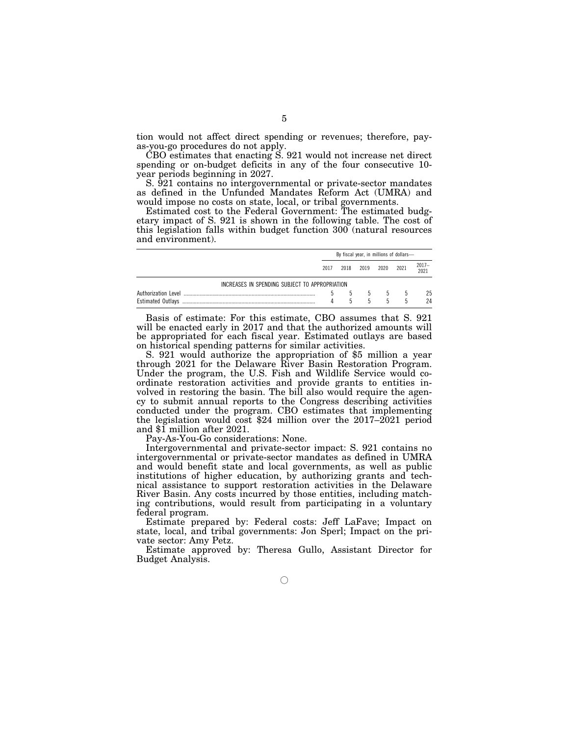tion would not affect direct spending or revenues; therefore, pay-as-you-go procedures do not apply.

CBO estimates that enacting S. 921 would not increase net direct spending or on-budget deficits in any of the four consecutive 10-year periods beginning in 2027.

S. 921 contains no intergovernmental or private-sector mandates as defined in the Unfunded Mandates Reform Act (UMRA) and would impose no costs on state, local, or tribal governments.

Estimated cost to the Federal Government: The estimated budgetary impact of S. 921 is shown in the following table. The cost of this legislation falls within budget function 300 (natural resources and environment).

| | By fiscal year, in millions of dollars— | | | | | |
|---|---|---|---|---|---|---|
| | 2017 | 2018 | 2019 | 2020 | 2021 | 2017–2021 |
| INCREASES IN SPENDING SUBJECT TO APPROPRIATION | | | | | | |
| Authorization Level | 5 | 5 | 5 | 5 | 5 | 25 |
| Estimated Outlays | 4 | 5 | 5 | 5 | 5 | 24 |

Basis of estimate: For this estimate, CBO assumes that S. 921 will be enacted early in 2017 and that the authorized amounts will be appropriated for each fiscal year. Estimated outlays are based on historical spending patterns for similar activities.

S. 921 would authorize the appropriation of $5 million a year through 2021 for the Delaware River Basin Restoration Program. Under the program, the U.S. Fish and Wildlife Service would coordinate restoration activities and provide grants to entities involved in restoring the basin. The bill also would require the agency to submit annual reports to the Congress describing activities conducted under the program. CBO estimates that implementing the legislation would cost $24 million over the 2017–2021 period and $1 million after 2021.

Pay-As-You-Go considerations: None.

Intergovernmental and private-sector impact: S. 921 contains no intergovernmental or private-sector mandates as defined in UMRA and would benefit state and local governments, as well as public institutions of higher education, by authorizing grants and technical assistance to support restoration activities in the Delaware River Basin. Any costs incurred by those entities, including matching contributions, would result from participating in a voluntary federal program.

Estimate prepared by: Federal costs: Jeff LaFave; Impact on state, local, and tribal governments: Jon Sperl; Impact on the private sector: Amy Petz.

Estimate approved by: Theresa Gullo, Assistant Director for Budget Analysis.

○